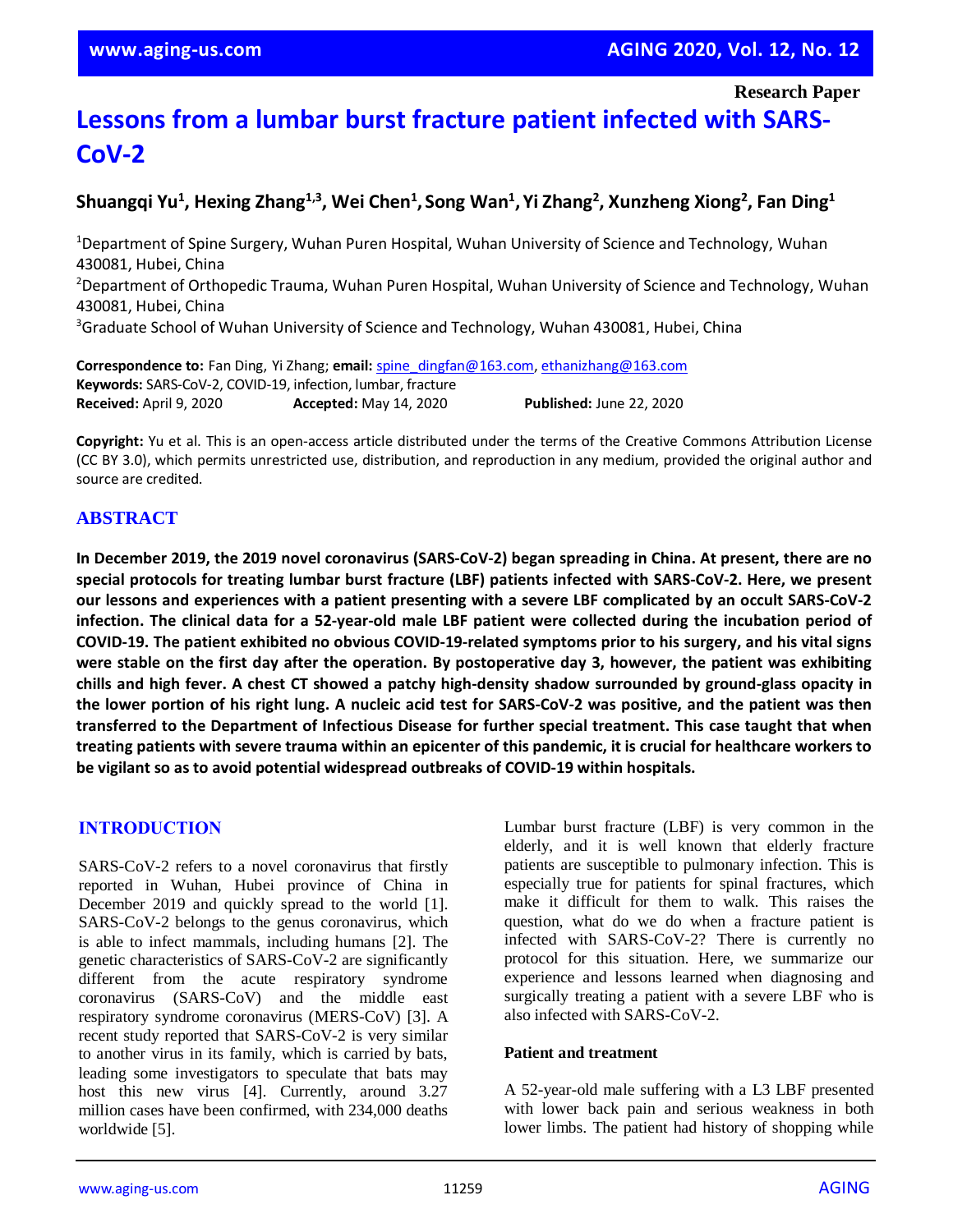Research Paper

# Lessons from a lumbar burst fracture patient infected with SARS-CoV-2

**Shuangqi Yu[1], Hexing Zhang[1,3], Wei Chen[1], Song Wan[1], Yi Zhang[2], Xunzheng Xiong[2], Fan Ding[1]**

[1]Department of Spine Surgery, Wuhan Puren Hospital, Wuhan University of Science and Technology, Wuhan 430081, Hubei, China
[2]Department of Orthopedic Trauma, Wuhan Puren Hospital, Wuhan University of Science and Technology, Wuhan 430081, Hubei, China
[3]Graduate School of Wuhan University of Science and Technology, Wuhan 430081, Hubei, China

**Correspondence to:** Fan Ding, Yi Zhang; **email:** spine_dingfan@163.com, ethanizhang@163.com
**Keywords:** SARS-CoV-2, COVID-19, infection, lumbar, fracture
**Received:** April 9, 2020 **Accepted:** May 14, 2020 **Published:** June 22, 2020

**Copyright:** Yu et al. This is an open-access article distributed under the terms of the Creative Commons Attribution License (CC BY 3.0), which permits unrestricted use, distribution, and reproduction in any medium, provided the original author and source are credited.

## ABSTRACT

**In December 2019, the 2019 novel coronavirus (SARS-CoV-2) began spreading in China. At present, there are no special protocols for treating lumbar burst fracture (LBF) patients infected with SARS-CoV-2. Here, we present our lessons and experiences with a patient presenting with a severe LBF complicated by an occult SARS-CoV-2 infection. The clinical data for a 52-year-old male LBF patient were collected during the incubation period of COVID-19. The patient exhibited no obvious COVID-19-related symptoms prior to his surgery, and his vital signs were stable on the first day after the operation. By postoperative day 3, however, the patient was exhibiting chills and high fever. A chest CT showed a patchy high-density shadow surrounded by ground-glass opacity in the lower portion of his right lung. A nucleic acid test for SARS-CoV-2 was positive, and the patient was then transferred to the Department of Infectious Disease for further special treatment. This case taught that when treating patients with severe trauma within an epicenter of this pandemic, it is crucial for healthcare workers to be vigilant so as to avoid potential widespread outbreaks of COVID-19 within hospitals.**

## INTRODUCTION

SARS-CoV-2 refers to a novel coronavirus that firstly reported in Wuhan, Hubei province of China in December 2019 and quickly spread to the world [1]. SARS-CoV-2 belongs to the genus coronavirus, which is able to infect mammals, including humans [2]. The genetic characteristics of SARS-CoV-2 are significantly different from the acute respiratory syndrome coronavirus (SARS-CoV) and the middle east respiratory syndrome coronavirus (MERS-CoV) [3]. A recent study reported that SARS-CoV-2 is very similar to another virus in its family, which is carried by bats, leading some investigators to speculate that bats may host this new virus [4]. Currently, around 3.27 million cases have been confirmed, with 234,000 deaths worldwide [5].

Lumbar burst fracture (LBF) is very common in the elderly, and it is well known that elderly fracture patients are susceptible to pulmonary infection. This is especially true for patients for spinal fractures, which make it difficult for them to walk. This raises the question, what do we do when a fracture patient is infected with SARS-CoV-2? There is currently no protocol for this situation. Here, we summarize our experience and lessons learned when diagnosing and surgically treating a patient with a severe LBF who is also infected with SARS-CoV-2.

### Patient and treatment

A 52-year-old male suffering with a L3 LBF presented with lower back pain and serious weakness in both lower limbs. The patient had history of shopping while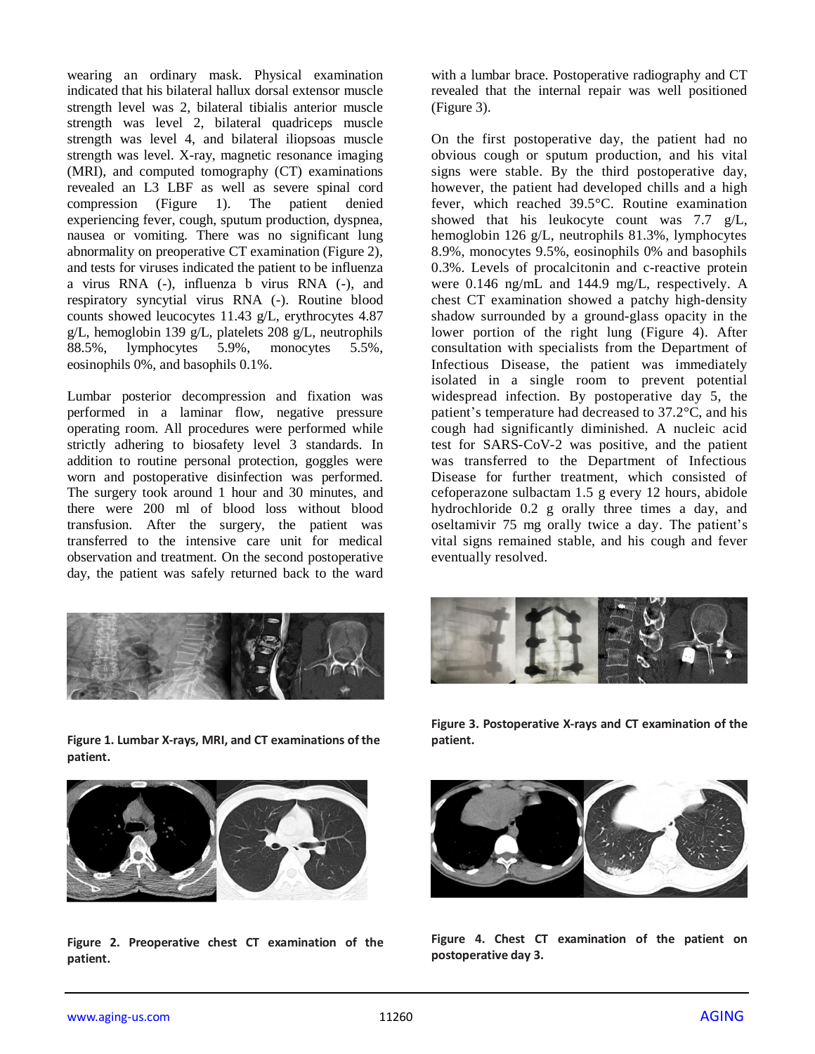wearing an ordinary mask. Physical examination indicated that his bilateral hallux dorsal extensor muscle strength level was 2, bilateral tibialis anterior muscle strength was level 2, bilateral quadriceps muscle strength was level 4, and bilateral iliopsoas muscle strength was level. X-ray, magnetic resonance imaging (MRI), and computed tomography (CT) examinations revealed an L3 LBF as well as severe spinal cord compression (Figure 1). The patient denied experiencing fever, cough, sputum production, dyspnea, nausea or vomiting. There was no significant lung abnormality on preoperative CT examination (Figure 2), and tests for viruses indicated the patient to be influenza a virus RNA (-), influenza b virus RNA (-), and respiratory syncytial virus RNA (-). Routine blood counts showed leucocytes 11.43 g/L, erythrocytes 4.87 g/L, hemoglobin 139 g/L, platelets 208 g/L, neutrophils 88.5%, lymphocytes 5.9%, monocytes 5.5%, eosinophils 0%, and basophils 0.1%.

Lumbar posterior decompression and fixation was performed in a laminar flow, negative pressure operating room. All procedures were performed while strictly adhering to biosafety level 3 standards. In addition to routine personal protection, goggles were worn and postoperative disinfection was performed. The surgery took around 1 hour and 30 minutes, and there were 200 ml of blood loss without blood transfusion. After the surgery, the patient was transferred to the intensive care unit for medical observation and treatment. On the second postoperative day, the patient was safely returned back to the ward with a lumbar brace. Postoperative radiography and CT revealed that the internal repair was well positioned (Figure 3).

**Figure 1. Lumbar X-rays, MRI, and CT examinations of the patient.**

**Figure 2. Preoperative chest CT examination of the patient.**

On the first postoperative day, the patient had no obvious cough or sputum production, and his vital signs were stable. By the third postoperative day, however, the patient had developed chills and a high fever, which reached 39.5°C. Routine examination showed that his leukocyte count was 7.7 g/L, hemoglobin 126 g/L, neutrophils 81.3%, lymphocytes 8.9%, monocytes 9.5%, eosinophils 0% and basophils 0.3%. Levels of procalcitonin and c-reactive protein were 0.146 ng/mL and 144.9 mg/L, respectively. A chest CT examination showed a patchy high-density shadow surrounded by a ground-glass opacity in the lower portion of the right lung (Figure 4). After consultation with specialists from the Department of Infectious Disease, the patient was immediately isolated in a single room to prevent potential widespread infection. By postoperative day 5, the patient's temperature had decreased to 37.2°C, and his cough had significantly diminished. A nucleic acid test for SARS-CoV-2 was positive, and the patient was transferred to the Department of Infectious Disease for further treatment, which consisted of cefoperazone sulbactam 1.5 g every 12 hours, abidole hydrochloride 0.2 g orally three times a day, and oseltamivir 75 mg orally twice a day. The patient's vital signs remained stable, and his cough and fever eventually resolved.

**Figure 3. Postoperative X-rays and CT examination of the patient.**

**Figure 4. Chest CT examination of the patient on postoperative day 3.**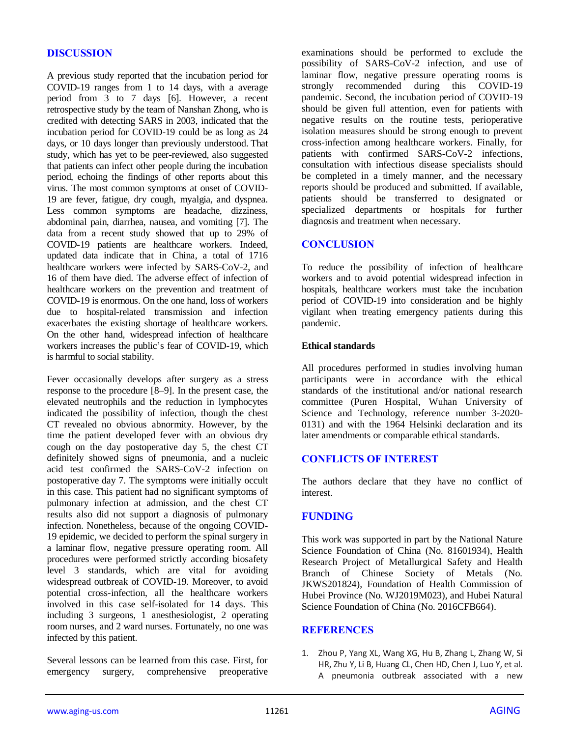## DISCUSSION

A previous study reported that the incubation period for COVID-19 ranges from 1 to 14 days, with a average period from 3 to 7 days [6]. However, a recent retrospective study by the team of Nanshan Zhong, who is credited with detecting SARS in 2003, indicated that the incubation period for COVID-19 could be as long as 24 days, or 10 days longer than previously understood. That study, which has yet to be peer-reviewed, also suggested that patients can infect other people during the incubation period, echoing the findings of other reports about this virus. The most common symptoms at onset of COVID-19 are fever, fatigue, dry cough, myalgia, and dyspnea. Less common symptoms are headache, dizziness, abdominal pain, diarrhea, nausea, and vomiting [7]. The data from a recent study showed that up to 29% of COVID-19 patients are healthcare workers. Indeed, updated data indicate that in China, a total of 1716 healthcare workers were infected by SARS-CoV-2, and 16 of them have died. The adverse effect of infection of healthcare workers on the prevention and treatment of COVID-19 is enormous. On the one hand, loss of workers due to hospital-related transmission and infection exacerbates the existing shortage of healthcare workers. On the other hand, widespread infection of healthcare workers increases the public's fear of COVID-19, which is harmful to social stability.

Fever occasionally develops after surgery as a stress response to the procedure [8–9]. In the present case, the elevated neutrophils and the reduction in lymphocytes indicated the possibility of infection, though the chest CT revealed no obvious abnormity. However, by the time the patient developed fever with an obvious dry cough on the day postoperative day 5, the chest CT definitely showed signs of pneumonia, and a nucleic acid test confirmed the SARS-CoV-2 infection on postoperative day 7. The symptoms were initially occult in this case. This patient had no significant symptoms of pulmonary infection at admission, and the chest CT results also did not support a diagnosis of pulmonary infection. Nonetheless, because of the ongoing COVID-19 epidemic, we decided to perform the spinal surgery in a laminar flow, negative pressure operating room. All procedures were performed strictly according biosafety level 3 standards, which are vital for avoiding widespread outbreak of COVID-19. Moreover, to avoid potential cross-infection, all the healthcare workers involved in this case self-isolated for 14 days. This including 3 surgeons, 1 anesthesiologist, 2 operating room nurses, and 2 ward nurses. Fortunately, no one was infected by this patient.

Several lessons can be learned from this case. First, for emergency surgery, comprehensive preoperative examinations should be performed to exclude the possibility of SARS-CoV-2 infection, and use of laminar flow, negative pressure operating rooms is strongly recommended during this COVID-19 pandemic. Second, the incubation period of COVID-19 should be given full attention, even for patients with negative results on the routine tests, perioperative isolation measures should be strong enough to prevent cross-infection among healthcare workers. Finally, for patients with confirmed SARS-CoV-2 infections, consultation with infectious disease specialists should be completed in a timely manner, and the necessary reports should be produced and submitted. If available, patients should be transferred to designated or specialized departments or hospitals for further diagnosis and treatment when necessary.

## CONCLUSION

To reduce the possibility of infection of healthcare workers and to avoid potential widespread infection in hospitals, healthcare workers must take the incubation period of COVID-19 into consideration and be highly vigilant when treating emergency patients during this pandemic.

### Ethical standards

All procedures performed in studies involving human participants were in accordance with the ethical standards of the institutional and/or national research committee (Puren Hospital, Wuhan University of Science and Technology, reference number 3-2020-0131) and with the 1964 Helsinki declaration and its later amendments or comparable ethical standards.

## CONFLICTS OF INTEREST

The authors declare that they have no conflict of interest.

## FUNDING

This work was supported in part by the National Nature Science Foundation of China (No. 81601934), Health Research Project of Metallurgical Safety and Health Branch of Chinese Society of Metals (No. JKWS201824), Foundation of Health Commission of Hubei Province (No. WJ2019M023), and Hubei Natural Science Foundation of China (No. 2016CFB664).

## REFERENCES

1. Zhou P, Yang XL, Wang XG, Hu B, Zhang L, Zhang W, Si HR, Zhu Y, Li B, Huang CL, Chen HD, Chen J, Luo Y, et al. A pneumonia outbreak associated with a new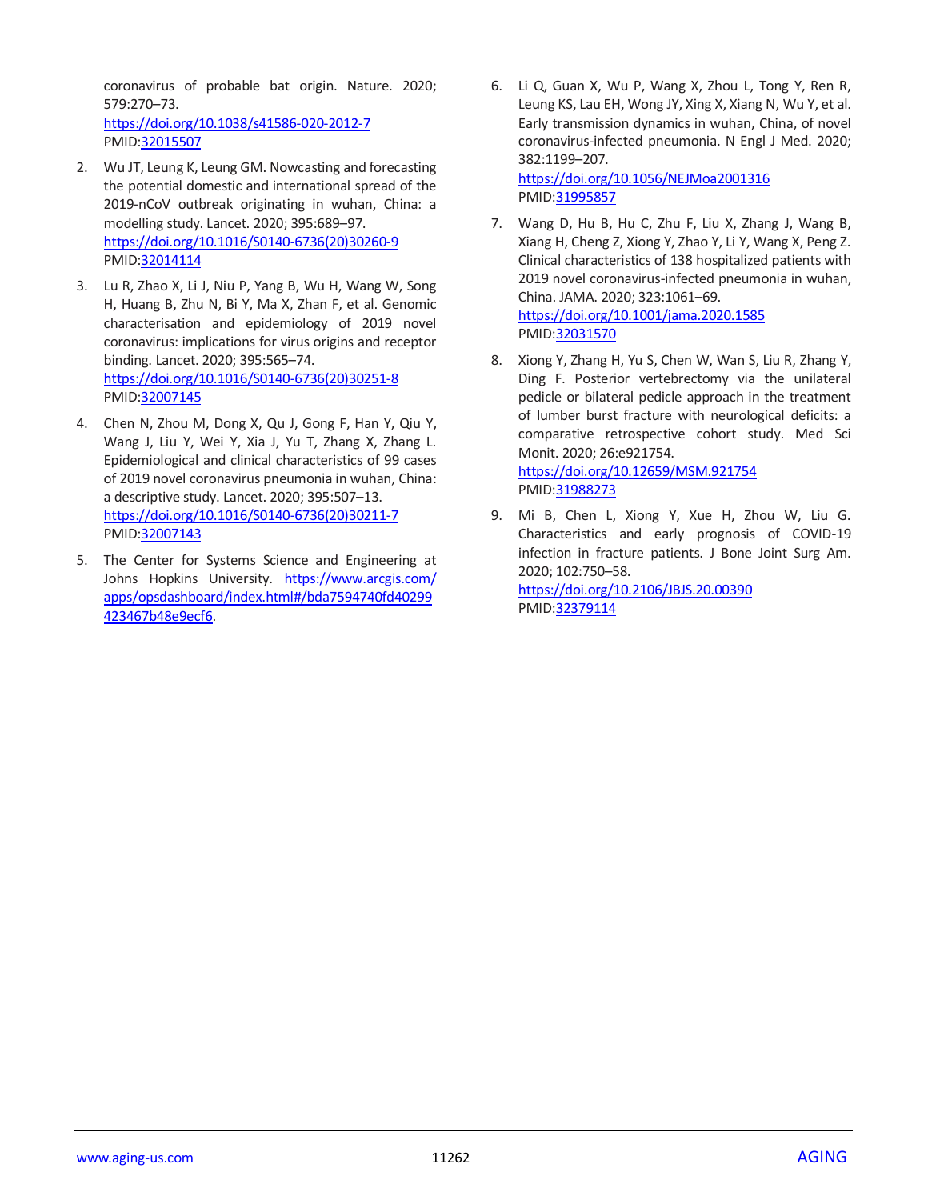coronavirus of probable bat origin. Nature. 2020; 579:270–73.
https://doi.org/10.1038/s41586-020-2012-7
PMID:32015507

2. Wu JT, Leung K, Leung GM. Nowcasting and forecasting the potential domestic and international spread of the 2019-nCoV outbreak originating in wuhan, China: a modelling study. Lancet. 2020; 395:689–97.
https://doi.org/10.1016/S0140-6736(20)30260-9
PMID:32014114

3. Lu R, Zhao X, Li J, Niu P, Yang B, Wu H, Wang W, Song H, Huang B, Zhu N, Bi Y, Ma X, Zhan F, et al. Genomic characterisation and epidemiology of 2019 novel coronavirus: implications for virus origins and receptor binding. Lancet. 2020; 395:565–74.
https://doi.org/10.1016/S0140-6736(20)30251-8
PMID:32007145

4. Chen N, Zhou M, Dong X, Qu J, Gong F, Han Y, Qiu Y, Wang J, Liu Y, Wei Y, Xia J, Yu T, Zhang X, Zhang L. Epidemiological and clinical characteristics of 99 cases of 2019 novel coronavirus pneumonia in wuhan, China: a descriptive study. Lancet. 2020; 395:507–13.
https://doi.org/10.1016/S0140-6736(20)30211-7
PMID:32007143

5. The Center for Systems Science and Engineering at Johns Hopkins University. https://www.arcgis.com/apps/opsdashboard/index.html#/bda7594740fd40299423467b48e9ecf6.

6. Li Q, Guan X, Wu P, Wang X, Zhou L, Tong Y, Ren R, Leung KS, Lau EH, Wong JY, Xing X, Xiang N, Wu Y, et al. Early transmission dynamics in wuhan, China, of novel coronavirus-infected pneumonia. N Engl J Med. 2020; 382:1199–207.
https://doi.org/10.1056/NEJMoa2001316
PMID:31995857

7. Wang D, Hu B, Hu C, Zhu F, Liu X, Zhang J, Wang B, Xiang H, Cheng Z, Xiong Y, Zhao Y, Li Y, Wang X, Peng Z. Clinical characteristics of 138 hospitalized patients with 2019 novel coronavirus-infected pneumonia in wuhan, China. JAMA. 2020; 323:1061–69.
https://doi.org/10.1001/jama.2020.1585
PMID:32031570

8. Xiong Y, Zhang H, Yu S, Chen W, Wan S, Liu R, Zhang Y, Ding F. Posterior vertebrectomy via the unilateral pedicle or bilateral pedicle approach in the treatment of lumber burst fracture with neurological deficits: a comparative retrospective cohort study. Med Sci Monit. 2020; 26:e921754.
https://doi.org/10.12659/MSM.921754
PMID:31988273

9. Mi B, Chen L, Xiong Y, Xue H, Zhou W, Liu G. Characteristics and early prognosis of COVID-19 infection in fracture patients. J Bone Joint Surg Am. 2020; 102:750–58.
https://doi.org/10.2106/JBJS.20.00390
PMID:32379114